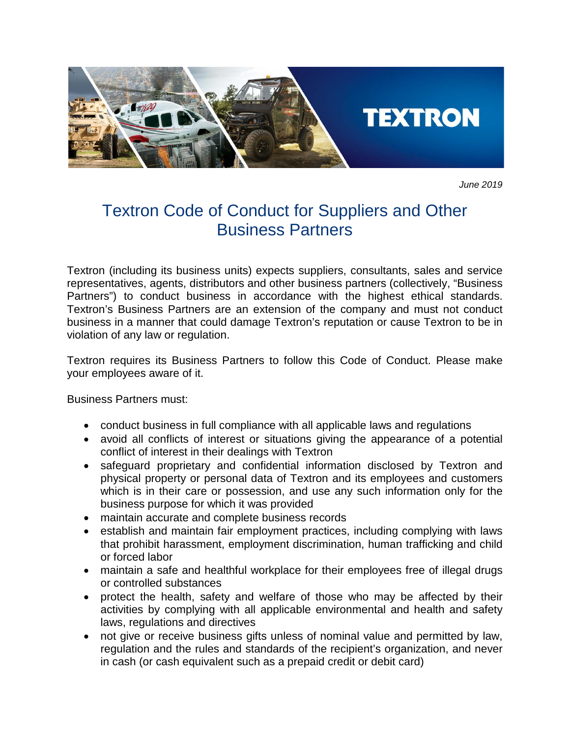*June 2019*

# Textron Code of Conduct for Suppliers and Other Business Partners

Textron (including its business units) expects suppliers, consultants, sales and service representatives, agents, distributors and other business partners (collectively, "Business Partners") to conduct business in accordance with the highest ethical standards. Textron's Business Partners are an extension of the company and must not conduct business in a manner that could damage Textron's reputation or cause Textron to be in violation of any law or regulation.

Textron requires its Business Partners to follow this Code of Conduct. Please make your employees aware of it.

Business Partners must:

- conduct business in full compliance with all applicable laws and regulations
- avoid all conflicts of interest or situations giving the appearance of a potential conflict of interest in their dealings with Textron
- safeguard proprietary and confidential information disclosed by Textron and physical property or personal data of Textron and its employees and customers which is in their care or possession, and use any such information only for the business purpose for which it was provided
- maintain accurate and complete business records
- establish and maintain fair employment practices, including complying with laws that prohibit harassment, employment discrimination, human trafficking and child or forced labor
- maintain a safe and healthful workplace for their employees free of illegal drugs or controlled substances
- protect the health, safety and welfare of those who may be affected by their activities by complying with all applicable environmental and health and safety laws, regulations and directives
- not give or receive business gifts unless of nominal value and permitted by law, regulation and the rules and standards of the recipient's organization, and never in cash (or cash equivalent such as a prepaid credit or debit card)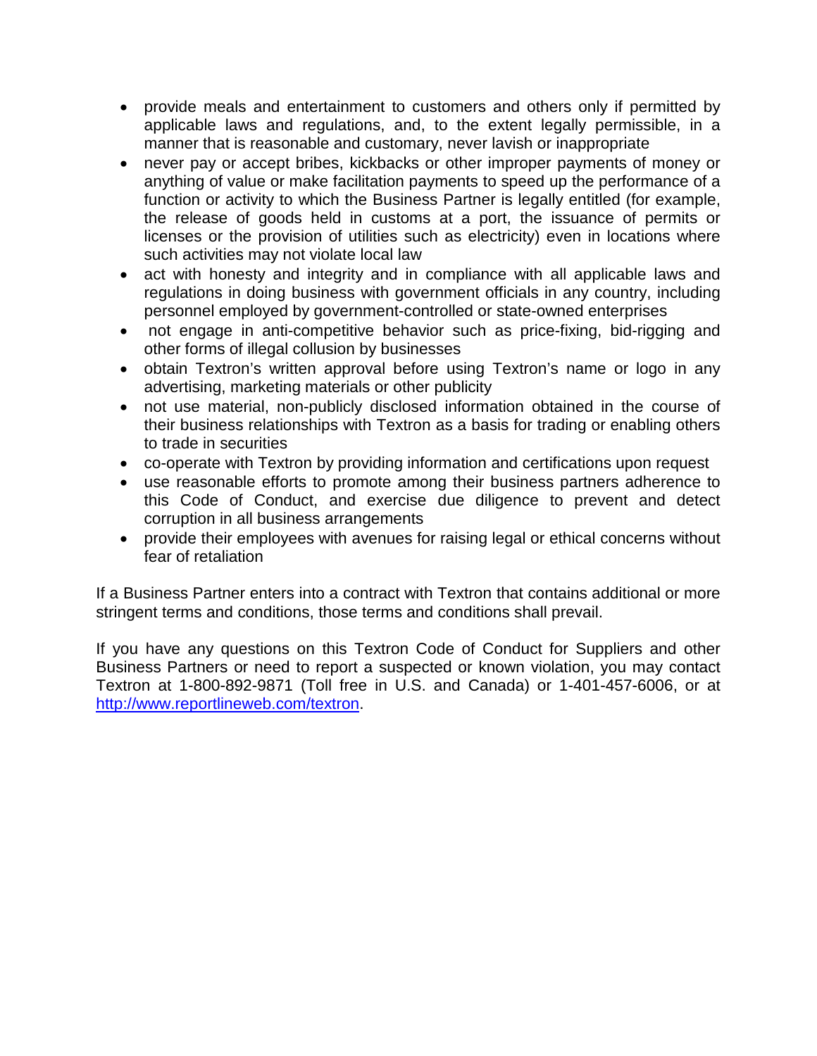- provide meals and entertainment to customers and others only if permitted by applicable laws and regulations, and, to the extent legally permissible, in a manner that is reasonable and customary, never lavish or inappropriate
- never pay or accept bribes, kickbacks or other improper payments of money or anything of value or make facilitation payments to speed up the performance of a function or activity to which the Business Partner is legally entitled (for example, the release of goods held in customs at a port, the issuance of permits or licenses or the provision of utilities such as electricity) even in locations where such activities may not violate local law
- act with honesty and integrity and in compliance with all applicable laws and regulations in doing business with government officials in any country, including personnel employed by government-controlled or state-owned enterprises
- not engage in anti-competitive behavior such as price-fixing, bid-rigging and other forms of illegal collusion by businesses
- obtain Textron's written approval before using Textron's name or logo in any advertising, marketing materials or other publicity
- not use material, non-publicly disclosed information obtained in the course of their business relationships with Textron as a basis for trading or enabling others to trade in securities
- co-operate with Textron by providing information and certifications upon request
- use reasonable efforts to promote among their business partners adherence to this Code of Conduct, and exercise due diligence to prevent and detect corruption in all business arrangements
- provide their employees with avenues for raising legal or ethical concerns without fear of retaliation

If a Business Partner enters into a contract with Textron that contains additional or more stringent terms and conditions, those terms and conditions shall prevail.

If you have any questions on this Textron Code of Conduct for Suppliers and other Business Partners or need to report a suspected or known violation, you may contact Textron at 1-800-892-9871 (Toll free in U.S. and Canada) or 1-401-457-6006, or at [http://www.reportlineweb.com/textron](http://www.reportlineweb.com/textron).